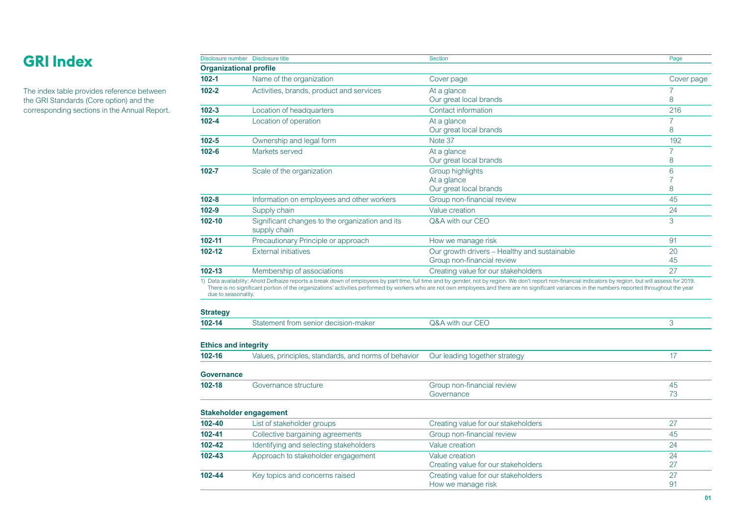# GRI Index

The index table provides reference between the GRI Standards (Core option) and the corresponding sections in the Annual Report.

| Disclosure number | Disclosure title | Section | Page |
|---|---|---|---|
| **Organizational profile** | | | |
| **102-1** | Name of the organization | Cover page | Cover page |
| **102-2** | Activities, brands, product and services | At a glance<br>Our great local brands | 7<br>8 |
| **102-3** | Location of headquarters | Contact information | 216 |
| **102-4** | Location of operation | At a glance<br>Our great local brands | 7<br>8 |
| **102-5** | Ownership and legal form | Note 37 | 192 |
| **102-6** | Markets served | At a glance<br>Our great local brands | 7<br>8 |
| **102-7** | Scale of the organization | Group highlights<br>At a glance<br>Our great local brands | 6<br>7<br>8 |
| **102-8** | Information on employees and other workers | Group non-financial review | 45 |
| **102-9** | Supply chain | Value creation | 24 |
| **102-10** | Significant changes to the organization and its supply chain | Q&A with our CEO | 3 |
| **102-11** | Precautionary Principle or approach | How we manage risk | 91 |
| **102-12** | External initiatives | Our growth drivers – Healthy and sustainable<br>Group non-financial review | 20<br>45 |
| **102-13** | Membership of associations | Creating value for our stakeholders | 27 |

1) Data availability: Ahold Delhaize reports a break down of employees by part time, full time and by gender, not by region. We don't report non-financial indicators by region, but will assess for 2019. There is no significant portion of the organizations' activities performed by workers who are not own employees and there are no significant variances in the numbers reported throughout the year due to seasonality.

| Disclosure number | Disclosure title | Section | Page |
|---|---|---|---|
| **Strategy** | | | |
| **102-14** | Statement from senior decision-maker | Q&A with our CEO | 3 |
| **Ethics and integrity** | | | |
| **102-16** | Values, principles, standards, and norms of behavior | Our leading together strategy | 17 |
| **Governance** | | | |
| **102-18** | Governance structure | Group non-financial review<br>Governance | 45<br>73 |
| **Stakeholder engagement** | | | |
| **102-40** | List of stakeholder groups | Creating value for our stakeholders | 27 |
| **102-41** | Collective bargaining agreements | Group non-financial review | 45 |
| **102-42** | Identifying and selecting stakeholders | Value creation | 24 |
| **102-43** | Approach to stakeholder engagement | Value creation<br>Creating value for our stakeholders | 24<br>27 |
| **102-44** | Key topics and concerns raised | Creating value for our stakeholders<br>How we manage risk | 27<br>91 |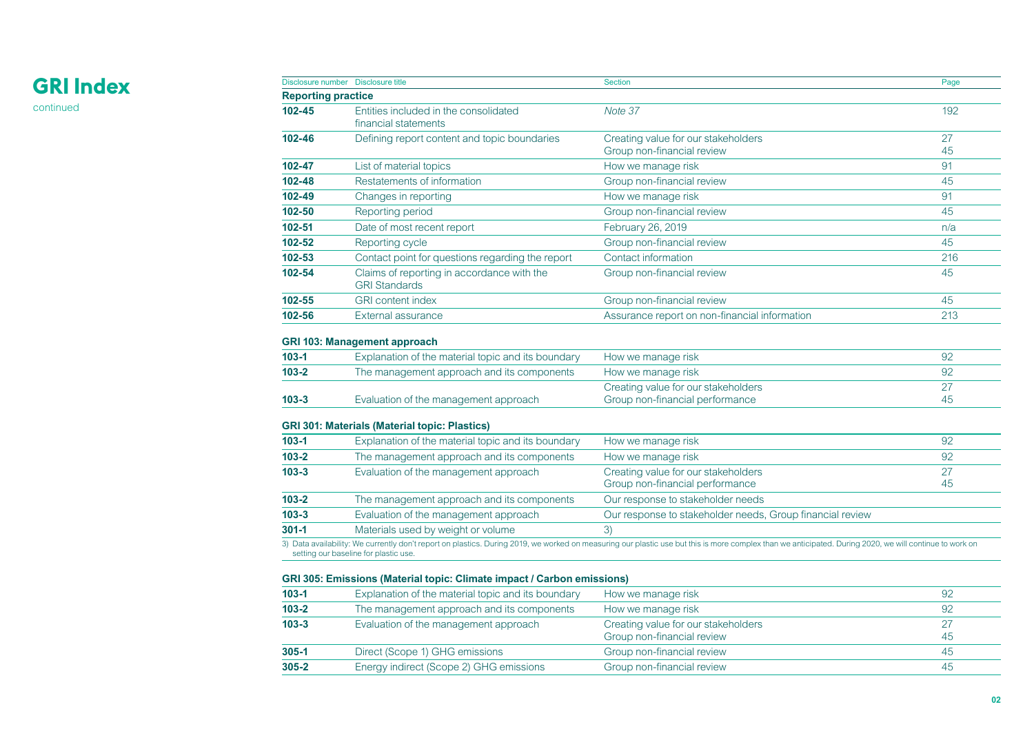# GRI Index

continued

| Disclosure number | Disclosure title | Section | Page |
|---|---|---|---|
| **Reporting practice** | | | |
| **102-45** | Entities included in the consolidated financial statements | *Note 37* | 192 |
| **102-46** | Defining report content and topic boundaries | Creating value for our stakeholders<br>Group non-financial review | 27<br>45 |
| **102-47** | List of material topics | How we manage risk | 91 |
| **102-48** | Restatements of information | Group non-financial review | 45 |
| **102-49** | Changes in reporting | How we manage risk | 91 |
| **102-50** | Reporting period | Group non-financial review | 45 |
| **102-51** | Date of most recent report | February 26, 2019 | n/a |
| **102-52** | Reporting cycle | Group non-financial review | 45 |
| **102-53** | Contact point for questions regarding the report | Contact information | 216 |
| **102-54** | Claims of reporting in accordance with the GRI Standards | Group non-financial review | 45 |
| **102-55** | GRI content index | Group non-financial review | 45 |
| **102-56** | External assurance | Assurance report on non-financial information | 213 |

**GRI 103: Management approach**

| Disclosure number | Disclosure title | Section | Page |
|---|---|---|---|
| **103-1** | Explanation of the material topic and its boundary | How we manage risk | 92 |
| **103-2** | The management approach and its components | How we manage risk | 92 |
| **103-3** | Evaluation of the management approach | Creating value for our stakeholders<br>Group non-financial performance | 27<br>45 |

**GRI 301: Materials (Material topic: Plastics)**

| Disclosure number | Disclosure title | Section | Page |
|---|---|---|---|
| **103-1** | Explanation of the material topic and its boundary | How we manage risk | 92 |
| **103-2** | The management approach and its components | How we manage risk | 92 |
| **103-3** | Evaluation of the management approach | Creating value for our stakeholders<br>Group non-financial performance | 27<br>45 |
| **103-2** | The management approach and its components | Our response to stakeholder needs | |
| **103-3** | Evaluation of the management approach | Our response to stakeholder needs, Group financial review | |
| **301-1** | Materials used by weight or volume | 3) | |

3) Data availability: We currently don't report on plastics. During 2019, we worked on measuring our plastic use but this is more complex than we anticipated. During 2020, we will continue to work on setting our baseline for plastic use.

**GRI 305: Emissions (Material topic: Climate impact / Carbon emissions)**

| Disclosure number | Disclosure title | Section | Page |
|---|---|---|---|
| **103-1** | Explanation of the material topic and its boundary | How we manage risk | 92 |
| **103-2** | The management approach and its components | How we manage risk | 92 |
| **103-3** | Evaluation of the management approach | Creating value for our stakeholders<br>Group non-financial review | 27<br>45 |
| **305-1** | Direct (Scope 1) GHG emissions | Group non-financial review | 45 |
| **305-2** | Energy indirect (Scope 2) GHG emissions | Group non-financial review | 45 |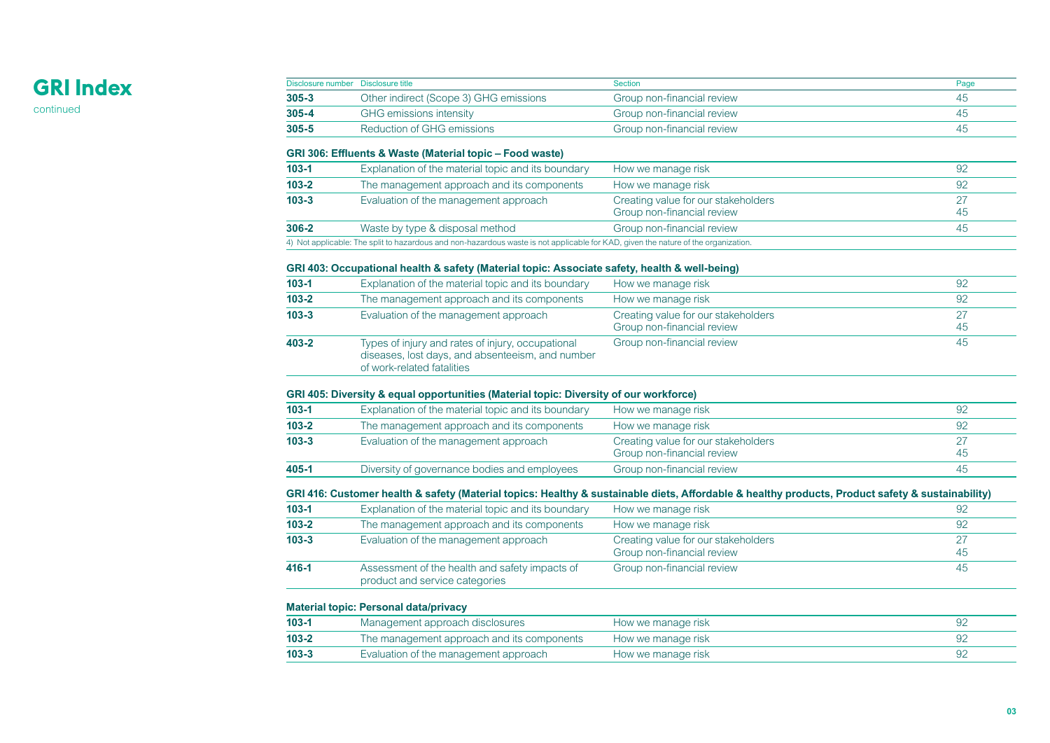# GRI Index

continued

| Disclosure number | Disclosure title | Section | Page |
|---|---|---|---|
| **305-3** | Other indirect (Scope 3) GHG emissions | Group non-financial review | 45 |
| **305-4** | GHG emissions intensity | Group non-financial review | 45 |
| **305-5** | Reduction of GHG emissions | Group non-financial review | 45 |

**GRI 306: Effluents & Waste (Material topic – Food waste)**

| Disclosure number | Disclosure title | Section | Page |
|---|---|---|---|
| **103-1** | Explanation of the material topic and its boundary | How we manage risk | 92 |
| **103-2** | The management approach and its components | How we manage risk | 92 |
| **103-3** | Evaluation of the management approach | Creating value for our stakeholders<br>Group non-financial review | 27<br>45 |
| **306-2** | Waste by type & disposal method | Group non-financial review | 45 |

4) Not applicable: The split to hazardous and non-hazardous waste is not applicable for KAD, given the nature of the organization.

**GRI 403: Occupational health & safety (Material topic: Associate safety, health & well-being)**

| Disclosure number | Disclosure title | Section | Page |
|---|---|---|---|
| **103-1** | Explanation of the material topic and its boundary | How we manage risk | 92 |
| **103-2** | The management approach and its components | How we manage risk | 92 |
| **103-3** | Evaluation of the management approach | Creating value for our stakeholders<br>Group non-financial review | 27<br>45 |
| **403-2** | Types of injury and rates of injury, occupational diseases, lost days, and absenteeism, and number of work-related fatalities | Group non-financial review | 45 |

**GRI 405: Diversity & equal opportunities (Material topic: Diversity of our workforce)**

| Disclosure number | Disclosure title | Section | Page |
|---|---|---|---|
| **103-1** | Explanation of the material topic and its boundary | How we manage risk | 92 |
| **103-2** | The management approach and its components | How we manage risk | 92 |
| **103-3** | Evaluation of the management approach | Creating value for our stakeholders<br>Group non-financial review | 27<br>45 |
| **405-1** | Diversity of governance bodies and employees | Group non-financial review | 45 |

**GRI 416: Customer health & safety (Material topics: Healthy & sustainable diets, Affordable & healthy products, Product safety & sustainability)**

| Disclosure number | Disclosure title | Section | Page |
|---|---|---|---|
| **103-1** | Explanation of the material topic and its boundary | How we manage risk | 92 |
| **103-2** | The management approach and its components | How we manage risk | 92 |
| **103-3** | Evaluation of the management approach | Creating value for our stakeholders<br>Group non-financial review | 27<br>45 |
| **416-1** | Assessment of the health and safety impacts of product and service categories | Group non-financial review | 45 |

**Material topic: Personal data/privacy**

| Disclosure number | Disclosure title | Section | Page |
|---|---|---|---|
| **103-1** | Management approach disclosures | How we manage risk | 92 |
| **103-2** | The management approach and its components | How we manage risk | 92 |
| **103-3** | Evaluation of the management approach | How we manage risk | 92 |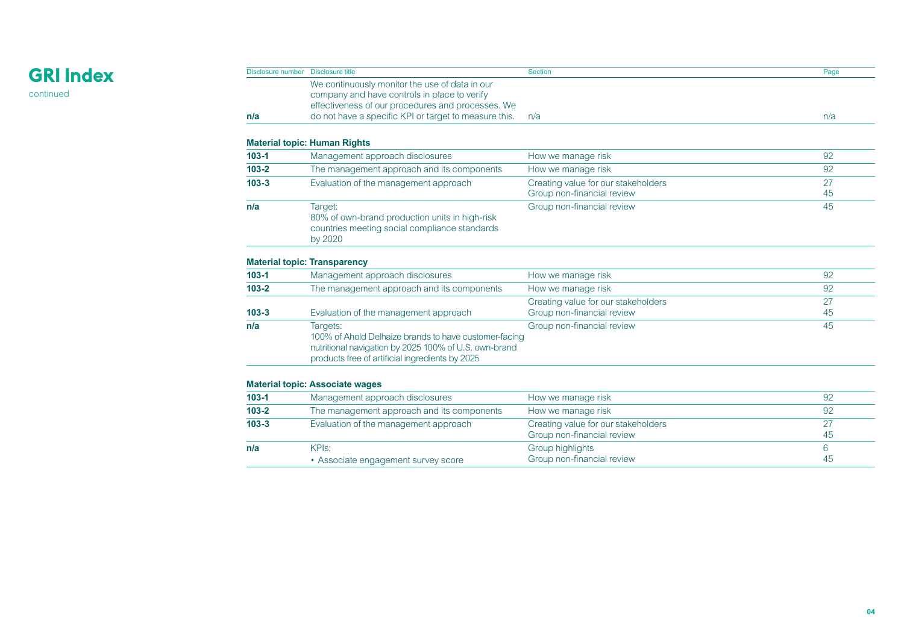# GRI Index

continued

| Disclosure number | Disclosure title | Section | Page |
|---|---|---|---|
| **n/a** | We continuously monitor the use of data in our company and have controls in place to verify effectiveness of our procedures and processes. We do not have a specific KPI or target to measure this. | n/a | n/a |
| **Material topic: Human Rights** | | | |
| **103-1** | Management approach disclosures | How we manage risk | 92 |
| **103-2** | The management approach and its components | How we manage risk | 92 |
| **103-3** | Evaluation of the management approach | Creating value for our stakeholders<br>Group non-financial review | 27<br>45 |
| **n/a** | Target:<br>80% of own-brand production units in high-risk countries meeting social compliance standards by 2020 | Group non-financial review | 45 |
| **Material topic: Transparency** | | | |
| **103-1** | Management approach disclosures | How we manage risk | 92 |
| **103-2** | The management approach and its components | How we manage risk | 92 |
| **103-3** | Evaluation of the management approach | Creating value for our stakeholders<br>Group non-financial review | 27<br>45 |
| **n/a** | Targets:<br>100% of Ahold Delhaize brands to have customer-facing nutritional navigation by 2025 100% of U.S. own-brand products free of artificial ingredients by 2025 | Group non-financial review | 45 |
| **Material topic: Associate wages** | | | |
| **103-1** | Management approach disclosures | How we manage risk | 92 |
| **103-2** | The management approach and its components | How we manage risk | 92 |
| **103-3** | Evaluation of the management approach | Creating value for our stakeholders<br>Group non-financial review | 27<br>45 |
| **n/a** | KPIs:<br>• Associate engagement survey score | Group highlights<br>Group non-financial review | 6<br>45 |